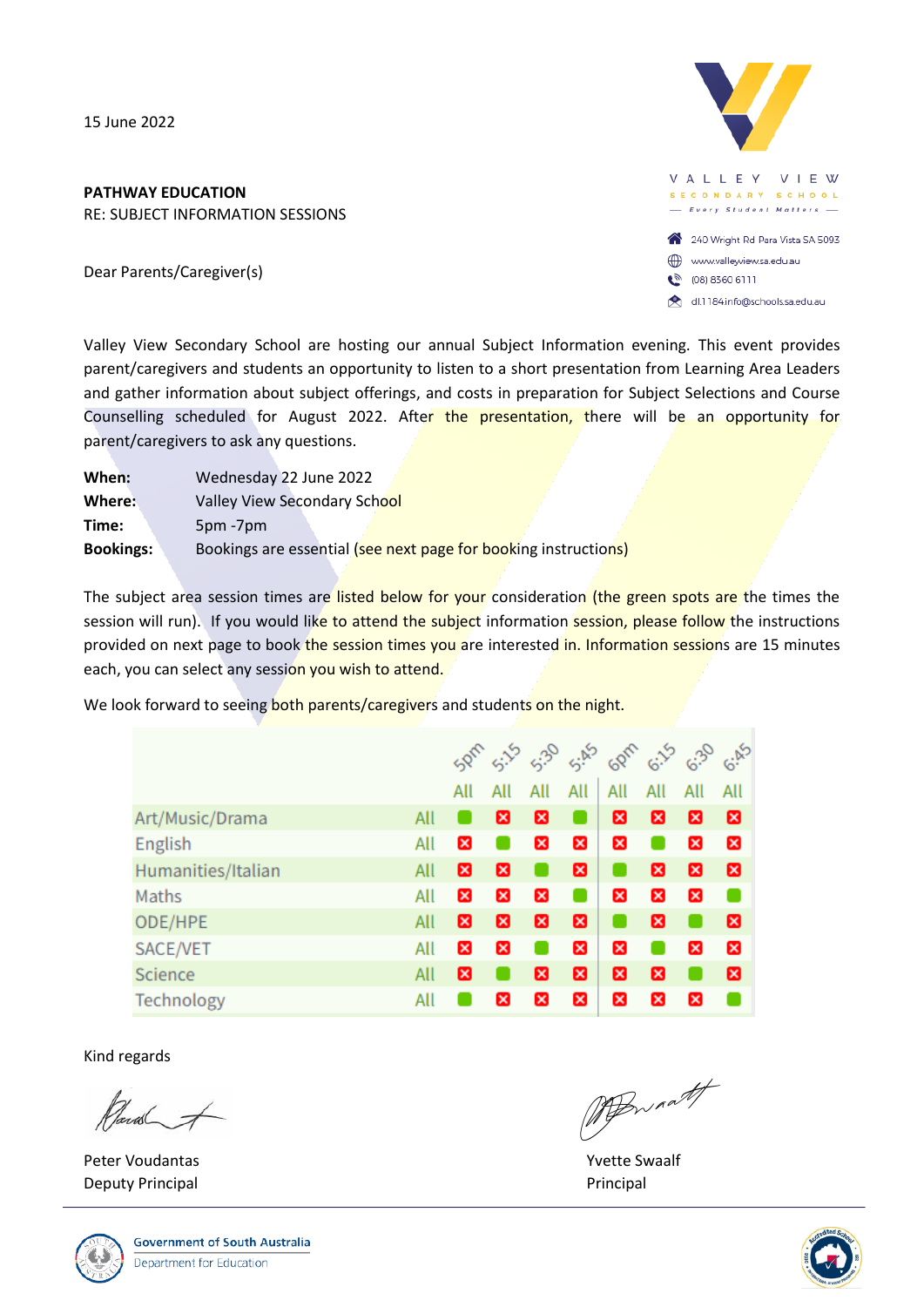15 June 2022

VALLEY VIEW SECONDARY SCHOOL
Every Student Matters

240 Wright Rd Para Vista SA 5093
www.valleyview.sa.edu.au
(08) 8360 6111
dl.1184info@schools.sa.edu.au

**PATHWAY EDUCATION**
RE: SUBJECT INFORMATION SESSIONS

Dear Parents/Caregiver(s)

Valley View Secondary School are hosting our annual Subject Information evening. This event provides parent/caregivers and students an opportunity to listen to a short presentation from Learning Area Leaders and gather information about subject offerings, and costs in preparation for Subject Selections and Course Counselling scheduled for August 2022. After the presentation, there will be an opportunity for parent/caregivers to ask any questions.

**When:** Wednesday 22 June 2022
**Where:** Valley View Secondary School
**Time:** 5pm -7pm
**Bookings:** Bookings are essential (see next page for booking instructions)

The subject area session times are listed below for your consideration (the green spots are the times the session will run). If you would like to attend the subject information session, please follow the instructions provided on next page to book the session times you are interested in. Information sessions are 15 minutes each, you can select any session you wish to attend.

We look forward to seeing both parents/caregivers and students on the night.

| | | 5pm | 5:15 | 5:30 | 5:45 | 6pm | 6:15 | 6:30 | 6:45 |
|---|---|---|---|---|---|---|---|---|---|
| | | All | All | All | All | All | All | All | All |
| Art/Music/Drama | All | ✓ | ✗ | ✗ | ✓ | ✗ | ✗ | ✗ | ✗ |
| English | All | ✗ | ✓ | ✗ | ✗ | ✗ | ✓ | ✗ | ✗ |
| Humanities/Italian | All | ✗ | ✗ | ✓ | ✗ | ✓ | ✗ | ✗ | ✗ |
| Maths | All | ✗ | ✗ | ✗ | ✓ | ✗ | ✗ | ✗ | ✓ |
| ODE/HPE | All | ✗ | ✗ | ✗ | ✗ | ✓ | ✗ | ✓ | ✗ |
| SACE/VET | All | ✗ | ✗ | ✓ | ✗ | ✗ | ✓ | ✗ | ✗ |
| Science | All | ✗ | ✓ | ✗ | ✗ | ✗ | ✗ | ✓ | ✗ |
| Technology | All | ✓ | ✗ | ✗ | ✗ | ✗ | ✗ | ✗ | ✓ |

Kind regards

Peter Voudantas
Deputy Principal

Yvette Swaalf
Principal

Government of South Australia
Department for Education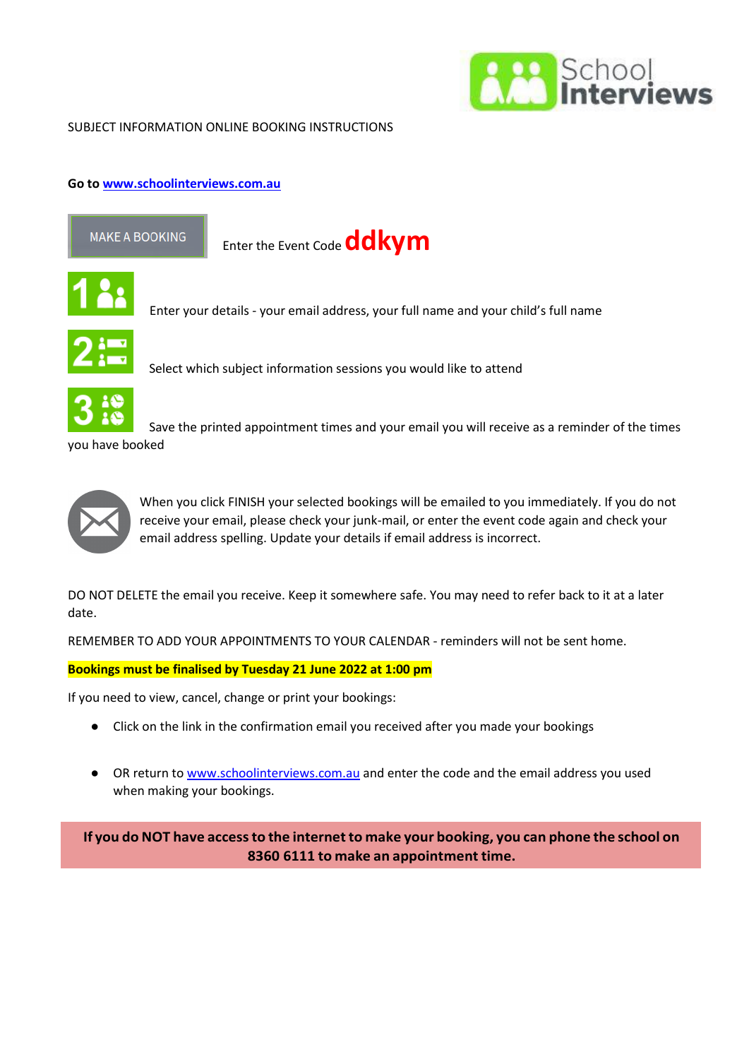SUBJECT INFORMATION ONLINE BOOKING INSTRUCTIONS

**Go to www.schoolinterviews.com.au**

MAKE A BOOKING Enter the Event Code **ddkym**

1. Enter your details - your email address, your full name and your child's full name

2. Select which subject information sessions you would like to attend

3. Save the printed appointment times and your email you will receive as a reminder of the times you have booked

When you click FINISH your selected bookings will be emailed to you immediately. If you do not receive your email, please check your junk-mail, or enter the event code again and check your email address spelling. Update your details if email address is incorrect.

DO NOT DELETE the email you receive. Keep it somewhere safe. You may need to refer back to it at a later date.

REMEMBER TO ADD YOUR APPOINTMENTS TO YOUR CALENDAR - reminders will not be sent home.

**Bookings must be finalised by Tuesday 21 June 2022 at 1:00 pm**

If you need to view, cancel, change or print your bookings:

- Click on the link in the confirmation email you received after you made your bookings
- OR return to www.schoolinterviews.com.au and enter the code and the email address you used when making your bookings.

**If you do NOT have access to the internet to make your booking, you can phone the school on 8360 6111 to make an appointment time.**